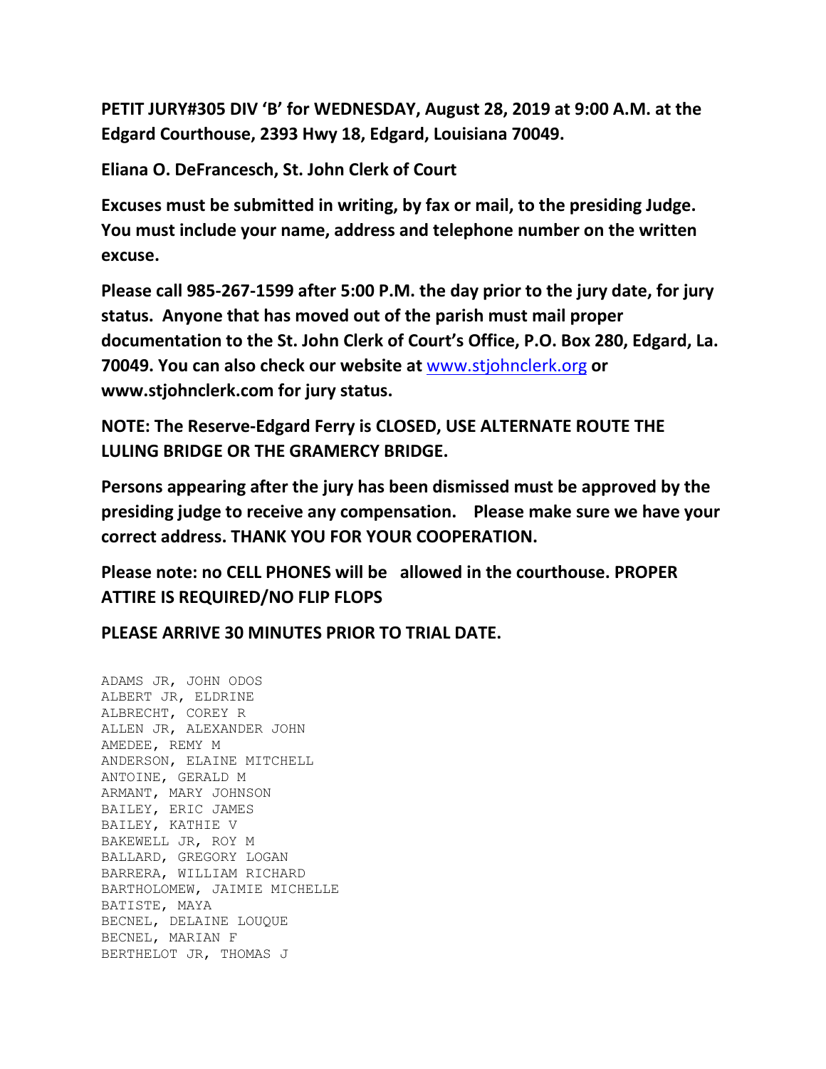**PETIT JURY#305 DIV 'B' for WEDNESDAY, August 28, 2019 at 9:00 A.M. at the Edgard Courthouse, 2393 Hwy 18, Edgard, Louisiana 70049.**

**Eliana O. DeFrancesch, St. John Clerk of Court**

**Excuses must be submitted in writing, by fax or mail, to the presiding Judge. You must include your name, address and telephone number on the written excuse.**

**Please call 985-267-1599 after 5:00 P.M. the day prior to the jury date, for jury status. Anyone that has moved out of the parish must mail proper documentation to the St. John Clerk of Court's Office, P.O. Box 280, Edgard, La. 70049. You can also check our website at www.stjohnclerk.org or www.stjohnclerk.com for jury status.**

**NOTE: The Reserve-Edgard Ferry is CLOSED, USE ALTERNATE ROUTE THE LULING BRIDGE OR THE GRAMERCY BRIDGE.**

**Persons appearing after the jury has been dismissed must be approved by the presiding judge to receive any compensation. Please make sure we have your correct address. THANK YOU FOR YOUR COOPERATION.**

**Please note: no CELL PHONES will be allowed in the courthouse. PROPER ATTIRE IS REQUIRED/NO FLIP FLOPS**

**PLEASE ARRIVE 30 MINUTES PRIOR TO TRIAL DATE.**

```
ADAMS JR, JOHN ODOS
ALBERT JR, ELDRINE
ALBRECHT, COREY R
ALLEN JR, ALEXANDER JOHN
AMEDEE, REMY M
ANDERSON, ELAINE MITCHELL
ANTOINE, GERALD M
ARMANT, MARY JOHNSON
BAILEY, ERIC JAMES
BAILEY, KATHIE V
BAKEWELL JR, ROY M
BALLARD, GREGORY LOGAN
BARRERA, WILLIAM RICHARD
BARTHOLOMEW, JAIMIE MICHELLE
BATISTE, MAYA
BECNEL, DELAINE LOUQUE
BECNEL, MARIAN F
BERTHELOT JR, THOMAS J
```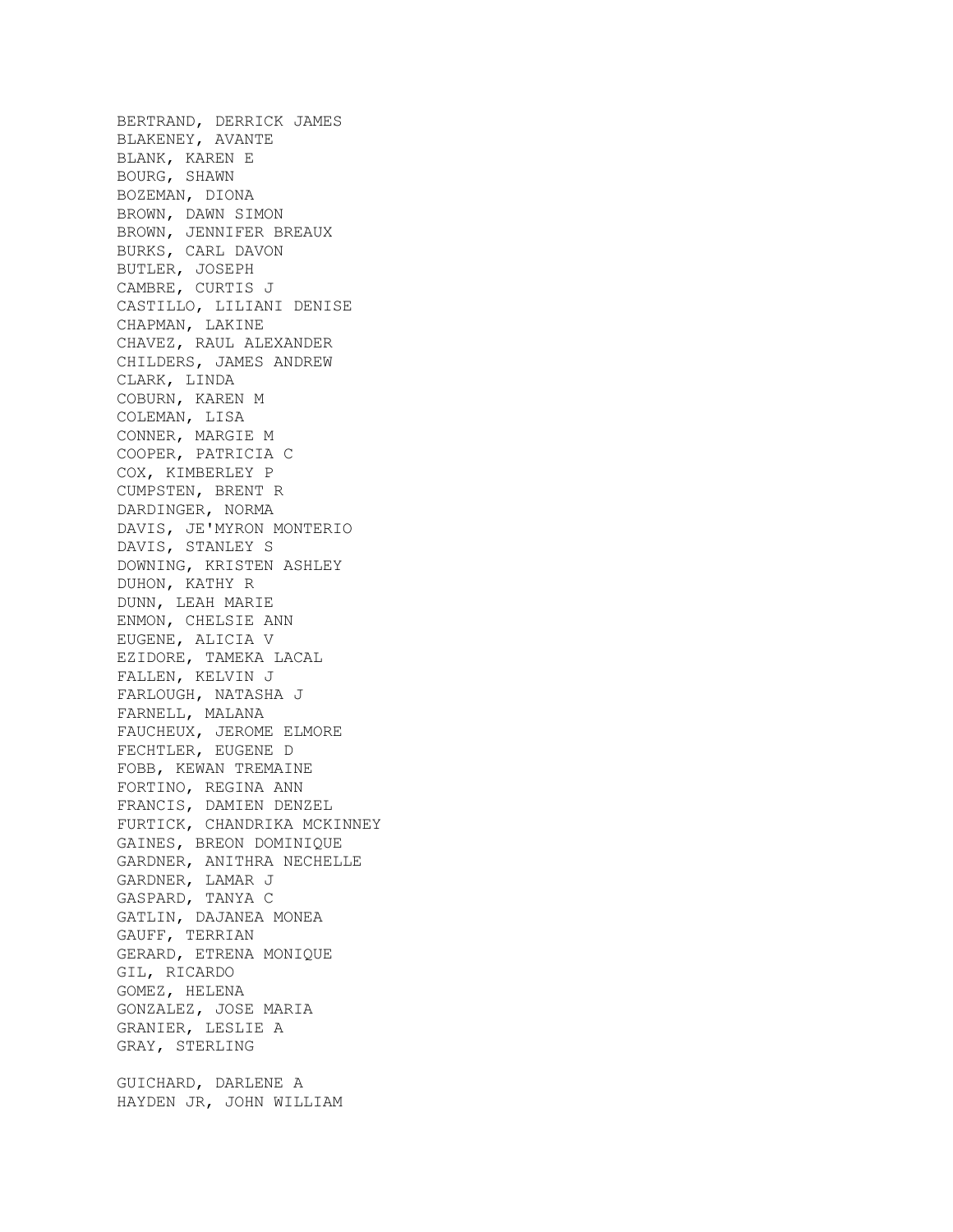BERTRAND, DERRICK JAMES
BLAKENEY, AVANTE
BLANK, KAREN E
BOURG, SHAWN
BOZEMAN, DIONA
BROWN, DAWN SIMON
BROWN, JENNIFER BREAUX
BURKS, CARL DAVON
BUTLER, JOSEPH
CAMBRE, CURTIS J
CASTILLO, LILIANI DENISE
CHAPMAN, LAKINE
CHAVEZ, RAUL ALEXANDER
CHILDERS, JAMES ANDREW
CLARK, LINDA
COBURN, KAREN M
COLEMAN, LISA
CONNER, MARGIE M
COOPER, PATRICIA C
COX, KIMBERLEY P
CUMPSTEN, BRENT R
DARDINGER, NORMA
DAVIS, JE'MYRON MONTERIO
DAVIS, STANLEY S
DOWNING, KRISTEN ASHLEY
DUHON, KATHY R
DUNN, LEAH MARIE
ENMON, CHELSIE ANN
EUGENE, ALICIA V
EZIDORE, TAMEKA LACAL
FALLEN, KELVIN J
FARLOUGH, NATASHA J
FARNELL, MALANA
FAUCHEUX, JEROME ELMORE
FECHTLER, EUGENE D
FOBB, KEWAN TREMAINE
FORTINO, REGINA ANN
FRANCIS, DAMIEN DENZEL
FURTICK, CHANDRIKA MCKINNEY
GAINES, BREON DOMINIQUE
GARDNER, ANITHRA NECHELLE
GARDNER, LAMAR J
GASPARD, TANYA C
GATLIN, DAJANEA MONEA
GAUFF, TERRIAN
GERARD, ETRENA MONIQUE
GIL, RICARDO
GOMEZ, HELENA
GONZALEZ, JOSE MARIA
GRANIER, LESLIE A
GRAY, STERLING

GUICHARD, DARLENE A
HAYDEN JR, JOHN WILLIAM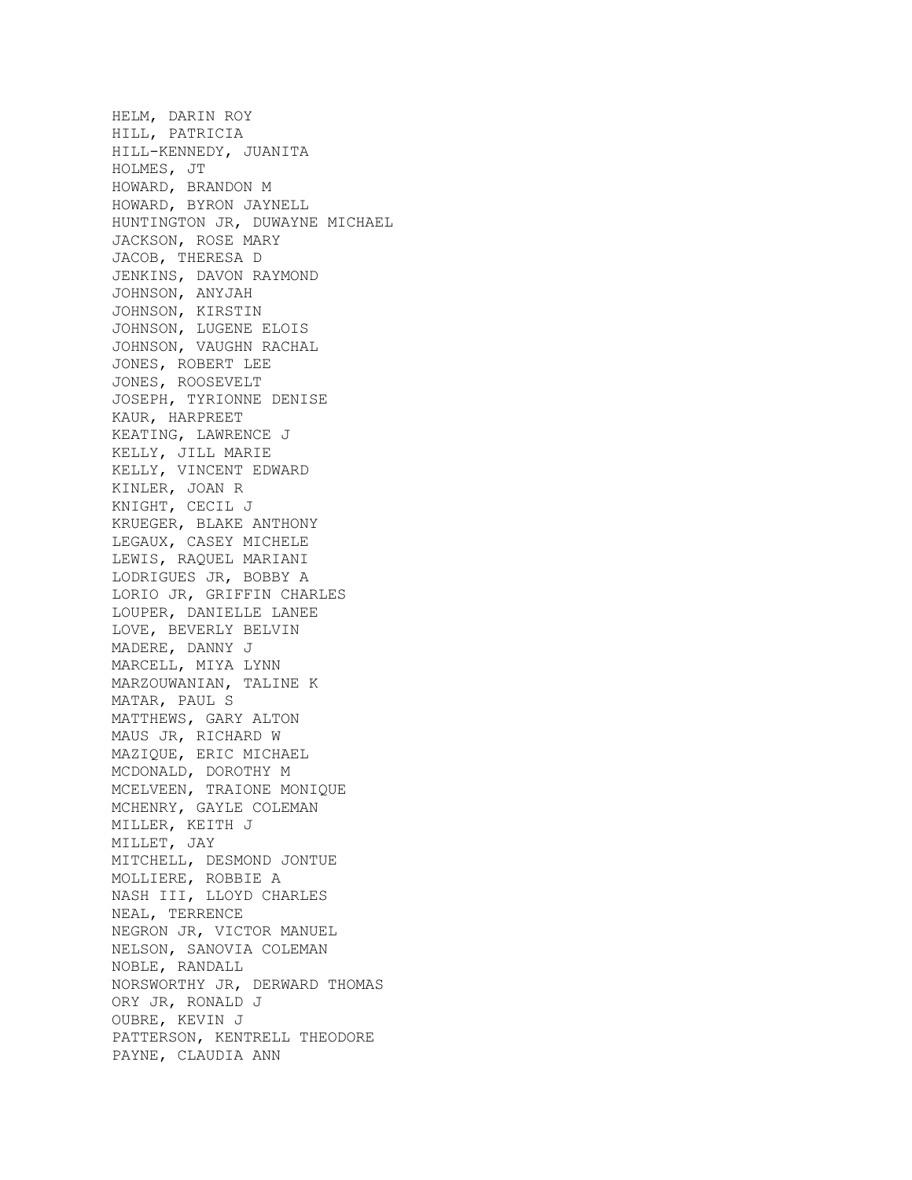HELM, DARIN ROY
HILL, PATRICIA
HILL-KENNEDY, JUANITA
HOLMES, JT
HOWARD, BRANDON M
HOWARD, BYRON JAYNELL
HUNTINGTON JR, DUWAYNE MICHAEL
JACKSON, ROSE MARY
JACOB, THERESA D
JENKINS, DAVON RAYMOND
JOHNSON, ANYJAH
JOHNSON, KIRSTIN
JOHNSON, LUGENE ELOIS
JOHNSON, VAUGHN RACHAL
JONES, ROBERT LEE
JONES, ROOSEVELT
JOSEPH, TYRIONNE DENISE
KAUR, HARPREET
KEATING, LAWRENCE J
KELLY, JILL MARIE
KELLY, VINCENT EDWARD
KINLER, JOAN R
KNIGHT, CECIL J
KRUEGER, BLAKE ANTHONY
LEGAUX, CASEY MICHELE
LEWIS, RAQUEL MARIANI
LODRIGUES JR, BOBBY A
LORIO JR, GRIFFIN CHARLES
LOUPER, DANIELLE LANEE
LOVE, BEVERLY BELVIN
MADERE, DANNY J
MARCELL, MIYA LYNN
MARZOUWANIAN, TALINE K
MATAR, PAUL S
MATTHEWS, GARY ALTON
MAUS JR, RICHARD W
MAZIQUE, ERIC MICHAEL
MCDONALD, DOROTHY M
MCELVEEN, TRAIONE MONIQUE
MCHENRY, GAYLE COLEMAN
MILLER, KEITH J
MILLET, JAY
MITCHELL, DESMOND JONTUE
MOLLIERE, ROBBIE A
NASH III, LLOYD CHARLES
NEAL, TERRENCE
NEGRON JR, VICTOR MANUEL
NELSON, SANOVIA COLEMAN
NOBLE, RANDALL
NORSWORTHY JR, DERWARD THOMAS
ORY JR, RONALD J
OUBRE, KEVIN J
PATTERSON, KENTRELL THEODORE
PAYNE, CLAUDIA ANN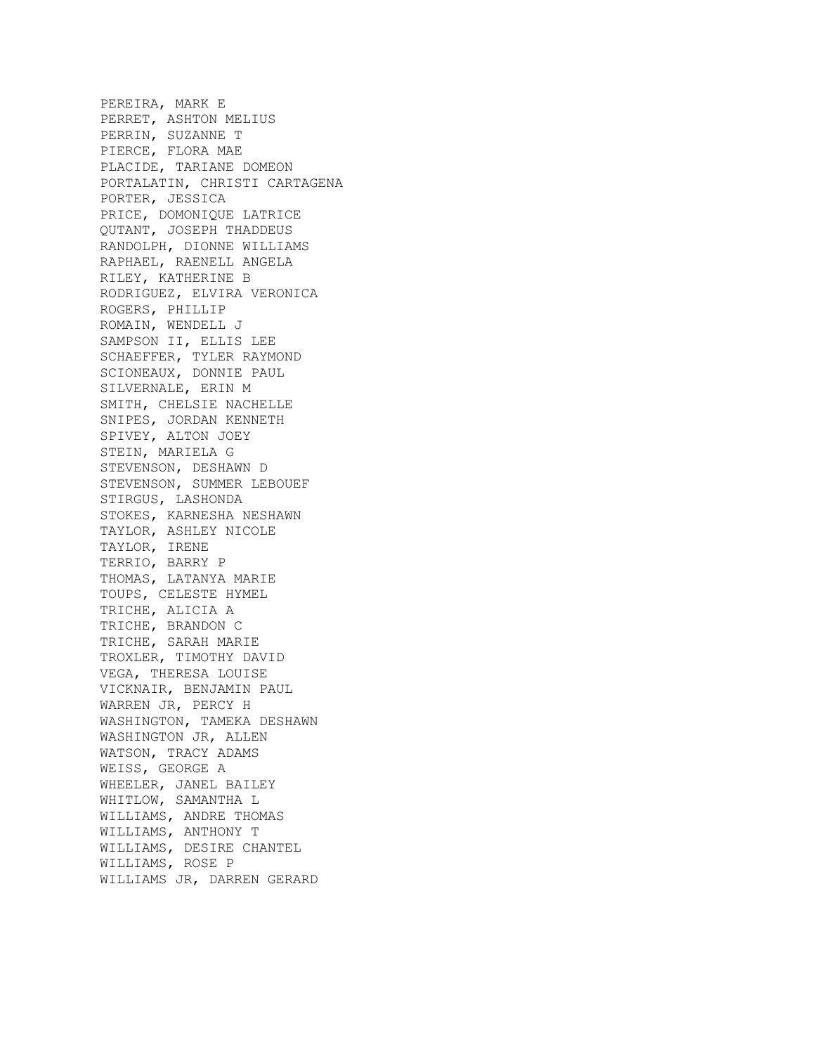PEREIRA, MARK E
PERRET, ASHTON MELIUS
PERRIN, SUZANNE T
PIERCE, FLORA MAE
PLACIDE, TARIANE DOMEON
PORTALATIN, CHRISTI CARTAGENA
PORTER, JESSICA
PRICE, DOMONIQUE LATRICE
QUTANT, JOSEPH THADDEUS
RANDOLPH, DIONNE WILLIAMS
RAPHAEL, RAENELL ANGELA
RILEY, KATHERINE B
RODRIGUEZ, ELVIRA VERONICA
ROGERS, PHILLIP
ROMAIN, WENDELL J
SAMPSON II, ELLIS LEE
SCHAEFFER, TYLER RAYMOND
SCIONEAUX, DONNIE PAUL
SILVERNALE, ERIN M
SMITH, CHELSIE NACHELLE
SNIPES, JORDAN KENNETH
SPIVEY, ALTON JOEY
STEIN, MARIELA G
STEVENSON, DESHAWN D
STEVENSON, SUMMER LEBOUEF
STIRGUS, LASHONDA
STOKES, KARNESHA NESHAWN
TAYLOR, ASHLEY NICOLE
TAYLOR, IRENE
TERRIO, BARRY P
THOMAS, LATANYA MARIE
TOUPS, CELESTE HYMEL
TRICHE, ALICIA A
TRICHE, BRANDON C
TRICHE, SARAH MARIE
TROXLER, TIMOTHY DAVID
VEGA, THERESA LOUISE
VICKNAIR, BENJAMIN PAUL
WARREN JR, PERCY H
WASHINGTON, TAMEKA DESHAWN
WASHINGTON JR, ALLEN
WATSON, TRACY ADAMS
WEISS, GEORGE A
WHEELER, JANEL BAILEY
WHITLOW, SAMANTHA L
WILLIAMS, ANDRE THOMAS
WILLIAMS, ANTHONY T
WILLIAMS, DESIRE CHANTEL
WILLIAMS, ROSE P
WILLIAMS JR, DARREN GERARD